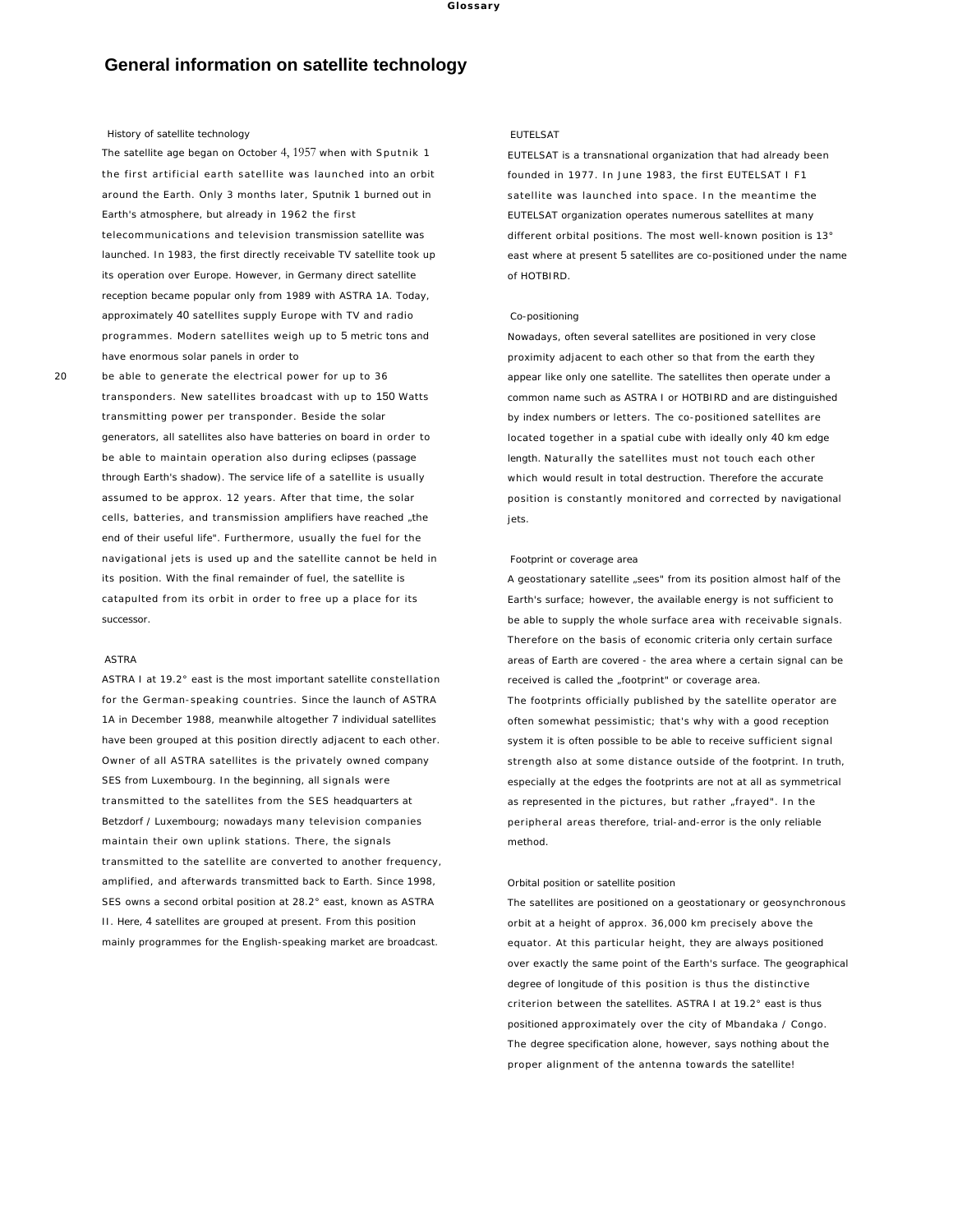# General information on satellite technology

## History of satellite technology

The satellite age began on October 4, 1957 when with Sputnik 1 the first artificial earth satellite was launched into an orbit around the Earth. Only 3 months later, Sputnik 1 burned out in Earth's atmosphere, but already in 1962 the first telecommunications and television transmission satellite was launched. In 1983, the first directly receivable TV satellite took up its operation over Europe. However, in Germany direct satellite reception became popular only from 1989 with ASTRA 1A. Today, approximately 40 satellites supply Europe with TV and radio programmes. Modern satellites weigh up to 5 metric tons and have enormous solar panels in order to be able to generate the electrical power for up to 36 transponders. New satellites broadcast with up to 150 Watts transmitting power per transponder. Beside the solar generators, all satellites also have batteries on board in order to be able to maintain operation also during eclipses (passage through Earth's shadow). The service life of a satellite is usually assumed to be approx. 12 years. After that time, the solar cells, batteries, and transmission amplifiers have reached „the end of their useful life". Furthermore, usually the fuel for the navigational jets is used up and the satellite cannot be held in its position. With the final remainder of fuel, the satellite is catapulted from its orbit in order to free up a place for its successor.

## ASTRA

ASTRA I at 19.2° east is the most important satellite constellation for the German-speaking countries. Since the launch of ASTRA 1A in December 1988, meanwhile altogether 7 individual satellites have been grouped at this position directly adjacent to each other. Owner of all ASTRA satellites is the privately owned company SES from Luxembourg. In the beginning, all signals were transmitted to the satellites from the SES headquarters at Betzdorf / Luxembourg; nowadays many television companies maintain their own uplink stations. There, the signals transmitted to the satellite are converted to another frequency, amplified, and afterwards transmitted back to Earth. Since 1998, SES owns a second orbital position at 28.2° east, known as ASTRA II. Here, 4 satellites are grouped at present. From this position mainly programmes for the English-speaking market are broadcast.

## EUTELSAT

EUTELSAT is a transnational organization that had already been founded in 1977. In June 1983, the first EUTELSAT I F1 satellite was launched into space. In the meantime the EUTELSAT organization operates numerous satellites at many different orbital positions. The most well-known position is 13° east where at present 5 satellites are co-positioned under the name of HOTBIRD.

## Co-positioning

Nowadays, often several satellites are positioned in very close proximity adjacent to each other so that from the earth they appear like only one satellite. The satellites then operate under a common name such as ASTRA I or HOTBIRD and are distinguished by index numbers or letters. The co-positioned satellites are located together in a spatial cube with ideally only 40 km edge length. Naturally the satellites must not touch each other which would result in total destruction. Therefore the accurate position is constantly monitored and corrected by navigational jets.

## Footprint or coverage area

A geostationary satellite „sees" from its position almost half of the Earth's surface; however, the available energy is not sufficient to be able to supply the whole surface area with receivable signals. Therefore on the basis of economic criteria only certain surface areas of Earth are covered - the area where a certain signal can be received is called the „footprint" or coverage area.

The footprints officially published by the satellite operator are often somewhat pessimistic; that's why with a good reception system it is often possible to be able to receive sufficient signal strength also at some distance outside of the footprint. In truth, especially at the edges the footprints are not at all as symmetrical as represented in the pictures, but rather „frayed". In the peripheral areas therefore, trial-and-error is the only reliable method.

## Orbital position or satellite position

The satellites are positioned on a geostationary or geosynchronous orbit at a height of approx. 36,000 km precisely above the equator. At this particular height, they are always positioned over exactly the same point of the Earth's surface. The geographical degree of longitude of this position is thus the distinctive criterion between the satellites. ASTRA I at 19.2° east is thus positioned approximately over the city of Mbandaka / Congo. The degree specification alone, however, says nothing about the proper alignment of the antenna towards the satellite!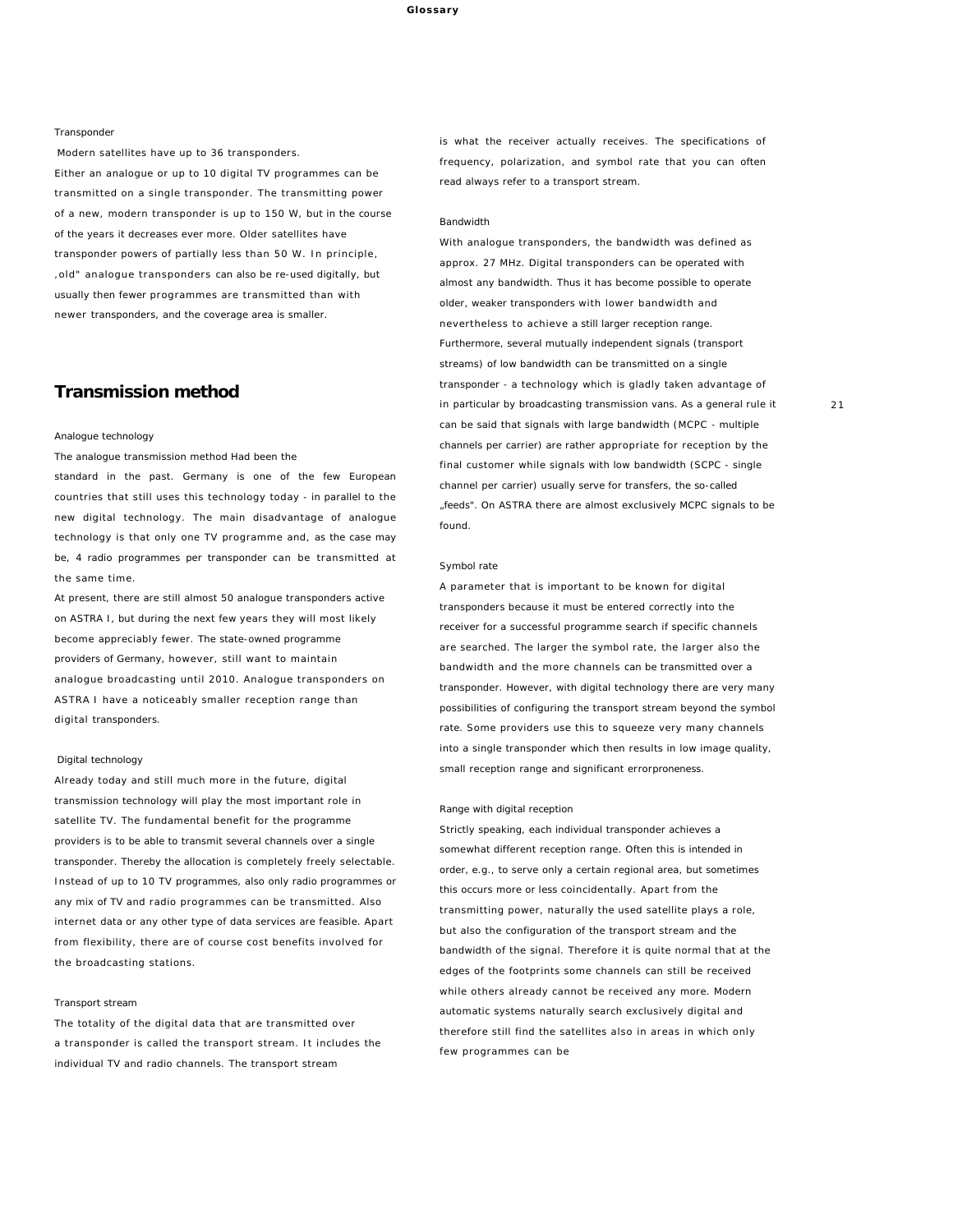Transponder

Modern satellites have up to 36 transponders.
Either an analogue or up to 10 digital TV programmes can be transmitted on a single transponder. The transmitting power of a new, modern transponder is up to 150 W, but in the course of the years it decreases ever more. Older satellites have transponder powers of partially less than 50 W. In principle, ‚old" analogue transponders can also be re-used digitally, but usually then fewer programmes are transmitted than with newer transponders, and the coverage area is smaller.

## Transmission method

Analogue technology

The analogue transmission method Had been the standard in the past. Germany is one of the few European countries that still uses this technology today - in parallel to the new digital technology. The main disadvantage of analogue technology is that only one TV programme and, as the case may be, 4 radio programmes per transponder can be transmitted at the same time.
At present, there are still almost 50 analogue transponders active on ASTRA I, but during the next few years they will most likely become appreciably fewer. The state-owned programme providers of Germany, however, still want to maintain analogue broadcasting until 2010. Analogue transponders on ASTRA I have a noticeably smaller reception range than digital transponders.

Digital technology

Already today and still much more in the future, digital transmission technology will play the most important role in satellite TV. The fundamental benefit for the programme providers is to be able to transmit several channels over a single transponder. Thereby the allocation is completely freely selectable. Instead of up to 10 TV programmes, also only radio programmes or any mix of TV and radio programmes can be transmitted. Also internet data or any other type of data services are feasible. Apart from flexibility, there are of course cost benefits involved for the broadcasting stations.

Transport stream

The totality of the digital data that are transmitted over a transponder is called the transport stream. It includes the individual TV and radio channels. The transport stream is what the receiver actually receives. The specifications of frequency, polarization, and symbol rate that you can often read always refer to a transport stream.

Bandwidth

With analogue transponders, the bandwidth was defined as approx. 27 MHz. Digital transponders can be operated with almost any bandwidth. Thus it has become possible to operate older, weaker transponders with lower bandwidth and nevertheless to achieve a still larger reception range. Furthermore, several mutually independent signals (transport streams) of low bandwidth can be transmitted on a single transponder - a technology which is gladly taken advantage of in particular by broadcasting transmission vans. As a general rule it can be said that signals with large bandwidth (MCPC - multiple channels per carrier) are rather appropriate for reception by the final customer while signals with low bandwidth (SCPC - single channel per carrier) usually serve for transfers, the so-called „feeds". On ASTRA there are almost exclusively MCPC signals to be found.

Symbol rate

A parameter that is important to be known for digital transponders because it must be entered correctly into the receiver for a successful programme search if specific channels are searched. The larger the symbol rate, the larger also the bandwidth and the more channels can be transmitted over a transponder. However, with digital technology there are very many possibilities of configuring the transport stream beyond the symbol rate. Some providers use this to squeeze very many channels into a single transponder which then results in low image quality, small reception range and significant errorproneness.

Range with digital reception

Strictly speaking, each individual transponder achieves a somewhat different reception range. Often this is intended in order, e.g., to serve only a certain regional area, but sometimes this occurs more or less coincidentally. Apart from the transmitting power, naturally the used satellite plays a role, but also the configuration of the transport stream and the bandwidth of the signal. Therefore it is quite normal that at the edges of the footprints some channels can still be received while others already cannot be received any more. Modern automatic systems naturally search exclusively digital and therefore still find the satellites also in areas in which only few programmes can be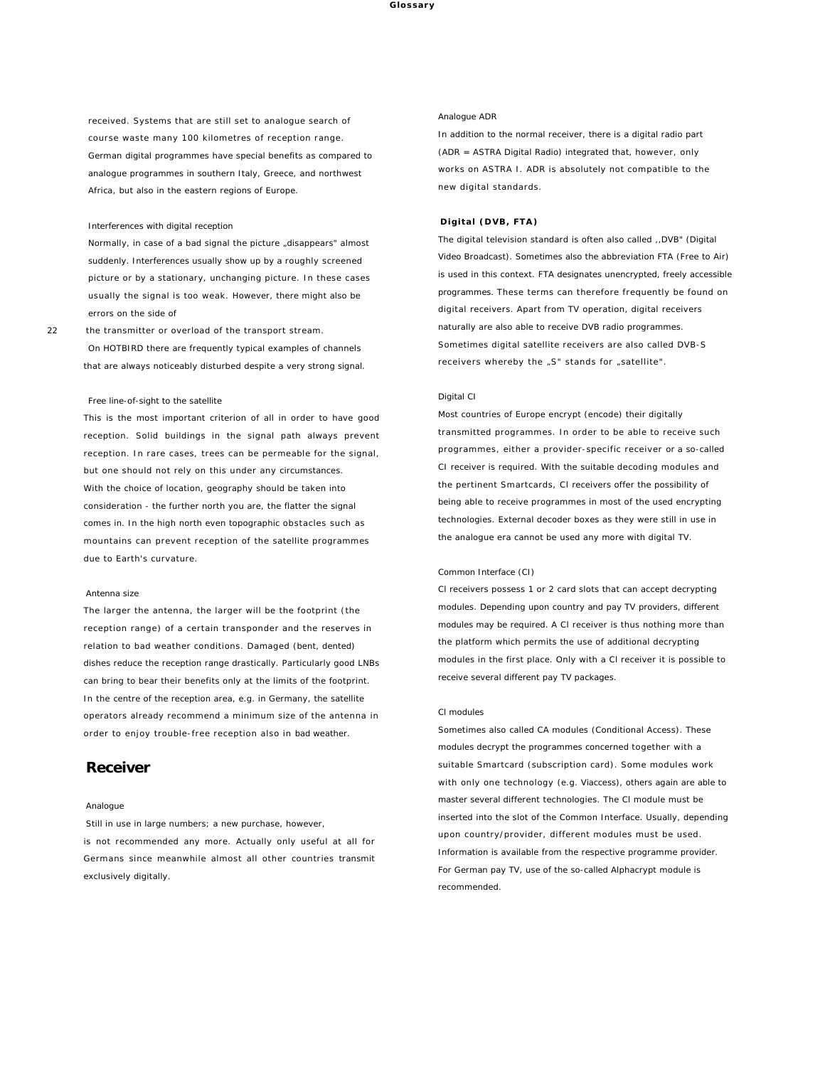received. Systems that are still set to analogue search of course waste many 100 kilometres of reception range. German digital programmes have special benefits as compared to analogue programmes in southern Italy, Greece, and northwest Africa, but also in the eastern regions of Europe.

Interferences with digital reception

Normally, in case of a bad signal the picture „disappears" almost suddenly. Interferences usually show up by a roughly screened picture or by a stationary, unchanging picture. In these cases usually the signal is too weak. However, there might also be errors on the side of the transmitter or overload of the transport stream. On HOTBIRD there are frequently typical examples of channels that are always noticeably disturbed despite a very strong signal.

Free line-of-sight to the satellite

This is the most important criterion of all in order to have good reception. Solid buildings in the signal path always prevent reception. In rare cases, trees can be permeable for the signal, but one should not rely on this under any circumstances. With the choice of location, geography should be taken into consideration - the further north you are, the flatter the signal comes in. In the high north even topographic obstacles such as mountains can prevent reception of the satellite programmes due to Earth's curvature.

Antenna size

The larger the antenna, the larger will be the footprint (the reception range) of a certain transponder and the reserves in relation to bad weather conditions. Damaged (bent, dented) dishes reduce the reception range drastically. Particularly good LNBs can bring to bear their benefits only at the limits of the footprint. In the centre of the reception area, e.g. in Germany, the satellite operators already recommend a minimum size of the antenna in order to enjoy trouble-free reception also in bad weather.

## Receiver

Analogue

Still in use in large numbers; a new purchase, however, is not recommended any more. Actually only useful at all for Germans since meanwhile almost all other countries transmit exclusively digitally.

Analogue ADR

In addition to the normal receiver, there is a digital radio part (ADR = ASTRA Digital Radio) integrated that, however, only works on ASTRA I. ADR is absolutely not compatible to the new digital standards.

**Digital (DVB, FTA)**

The digital television standard is often also called ,,DVB" (Digital Video Broadcast). Sometimes also the abbreviation FTA (Free to Air) is used in this context. FTA designates unencrypted, freely accessible programmes. These terms can therefore frequently be found on digital receivers. Apart from TV operation, digital receivers naturally are also able to receive DVB radio programmes. Sometimes digital satellite receivers are also called DVB-S receivers whereby the „S" stands for „satellite".

Digital CI

Most countries of Europe encrypt (encode) their digitally transmitted programmes. In order to be able to receive such programmes, either a provider-specific receiver or a so-called CI receiver is required. With the suitable decoding modules and the pertinent Smartcards, CI receivers offer the possibility of being able to receive programmes in most of the used encrypting technologies. External decoder boxes as they were still in use in the analogue era cannot be used any more with digital TV.

Common Interface (CI)

CI receivers possess 1 or 2 card slots that can accept decrypting modules. Depending upon country and pay TV providers, different modules may be required. A CI receiver is thus nothing more than the platform which permits the use of additional decrypting modules in the first place. Only with a CI receiver it is possible to receive several different pay TV packages.

CI modules

Sometimes also called CA modules (Conditional Access). These modules decrypt the programmes concerned together with a suitable Smartcard (subscription card). Some modules work with only one technology (e.g. Viaccess), others again are able to master several different technologies. The CI module must be inserted into the slot of the Common Interface. Usually, depending upon country/provider, different modules must be used. Information is available from the respective programme provider. For German pay TV, use of the so-called Alphacrypt module is recommended.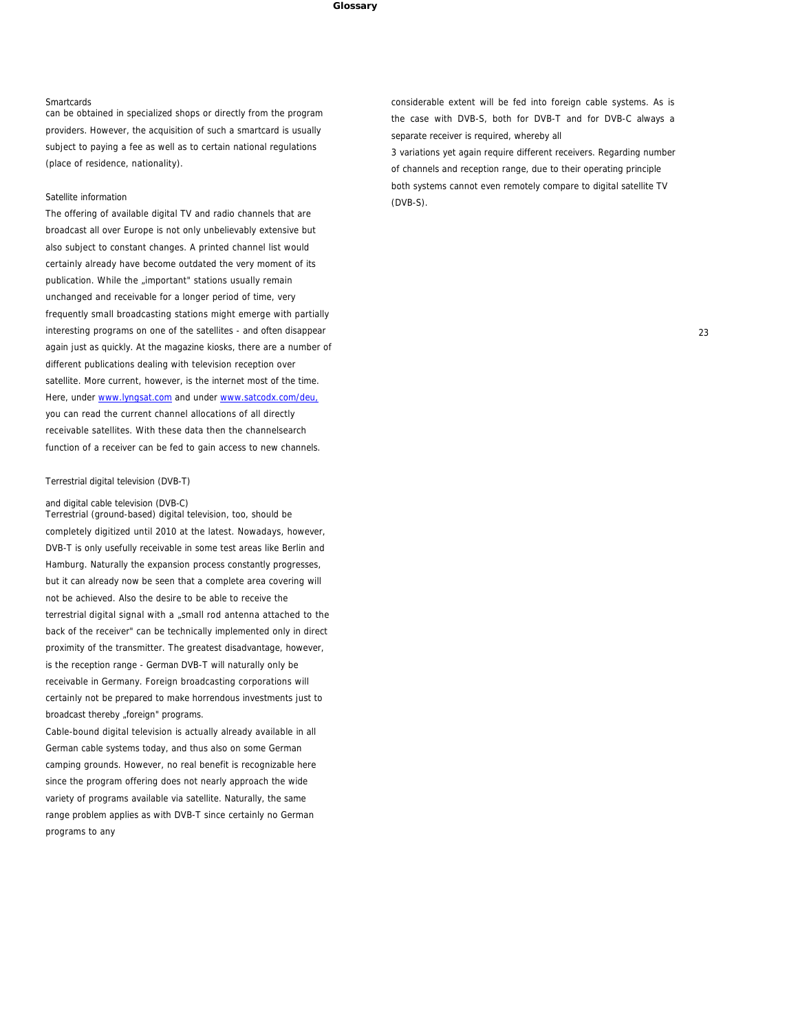### Smartcards

can be obtained in specialized shops or directly from the program providers. However, the acquisition of such a smartcard is usually subject to paying a fee as well as to certain national regulations (place of residence, nationality).

### Satellite information

The offering of available digital TV and radio channels that are broadcast all over Europe is not only unbelievably extensive but also subject to constant changes. A printed channel list would certainly already have become outdated the very moment of its publication. While the „important" stations usually remain unchanged and receivable for a longer period of time, very frequently small broadcasting stations might emerge with partially interesting programs on one of the satellites - and often disappear again just as quickly. At the magazine kiosks, there are a number of different publications dealing with television reception over satellite. More current, however, is the internet most of the time. Here, under www.lyngsat.com and under www.satcodx.com/deu, you can read the current channel allocations of all directly receivable satellites. With these data then the channelsearch function of a receiver can be fed to gain access to new channels.

### Terrestrial digital television (DVB-T)

### and digital cable television (DVB-C)

Terrestrial (ground-based) digital television, too, should be completely digitized until 2010 at the latest. Nowadays, however, DVB-T is only usefully receivable in some test areas like Berlin and Hamburg. Naturally the expansion process constantly progresses, but it can already now be seen that a complete area covering will not be achieved. Also the desire to be able to receive the terrestrial digital signal with a „small rod antenna attached to the back of the receiver" can be technically implemented only in direct proximity of the transmitter. The greatest disadvantage, however, is the reception range - German DVB-T will naturally only be receivable in Germany. Foreign broadcasting corporations will certainly not be prepared to make horrendous investments just to broadcast thereby „foreign" programs.

Cable-bound digital television is actually already available in all German cable systems today, and thus also on some German camping grounds. However, no real benefit is recognizable here since the program offering does not nearly approach the wide variety of programs available via satellite. Naturally, the same range problem applies as with DVB-T since certainly no German programs to any considerable extent will be fed into foreign cable systems. As is the case with DVB-S, both for DVB-T and for DVB-C always a separate receiver is required, whereby all 3 variations yet again require different receivers. Regarding number of channels and reception range, due to their operating principle both systems cannot even remotely compare to digital satellite TV (DVB-S).